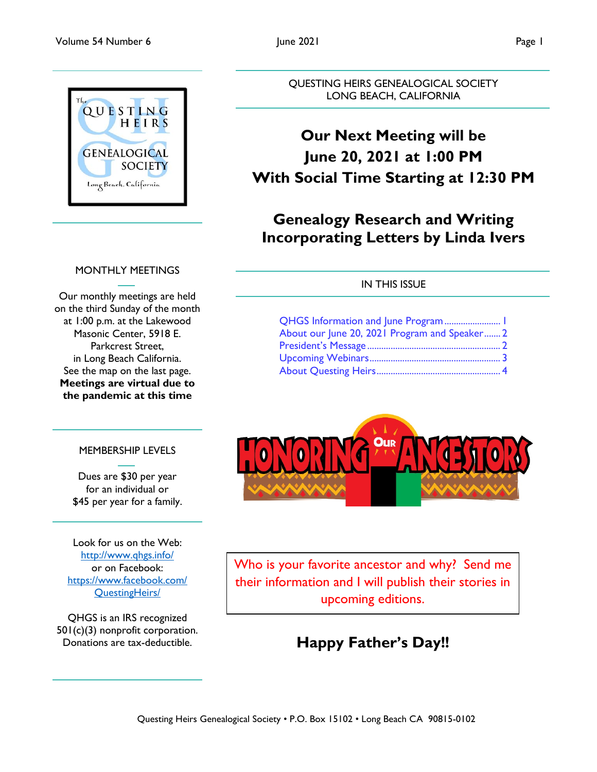QUESTING HEIRS GENEALOGICAL SOCIETY
LONG BEACH, CALIFORNIA

# Our Next Meeting will be June 20, 2021 at 1:00 PM With Social Time Starting at 12:30 PM

## Genealogy Research and Writing Incorporating Letters by Linda Ivers

### IN THIS ISSUE

- QHGS Information and June Program ........................ 1
- About our June 20, 2021 Program and Speaker....... 2
- President's Message ........................................................ 2
- Upcoming Webinars....................................................... 3
- About Questing Heirs..................................................... 4

HONORING OUR ANCESTORS

Who is your favorite ancestor and why? Send me their information and I will publish their stories in upcoming editions.

## Happy Father's Day!!

### MONTHLY MEETINGS

Our monthly meetings are held on the third Sunday of the month at 1:00 p.m. at the Lakewood Masonic Center, 5918 E. Parkcrest Street, in Long Beach California. See the map on the last page. **Meetings are virtual due to the pandemic at this time**

### MEMBERSHIP LEVELS

Dues are $30 per year for an individual or $45 per year for a family.

Look for us on the Web: http://www.qhgs.info/ or on Facebook: https://www.facebook.com/QuestingHeirs/

QHGS is an IRS recognized 501(c)(3) nonprofit corporation. Donations are tax-deductible.

Questing Heirs Genealogical Society • P.O. Box 15102 • Long Beach CA 90815-0102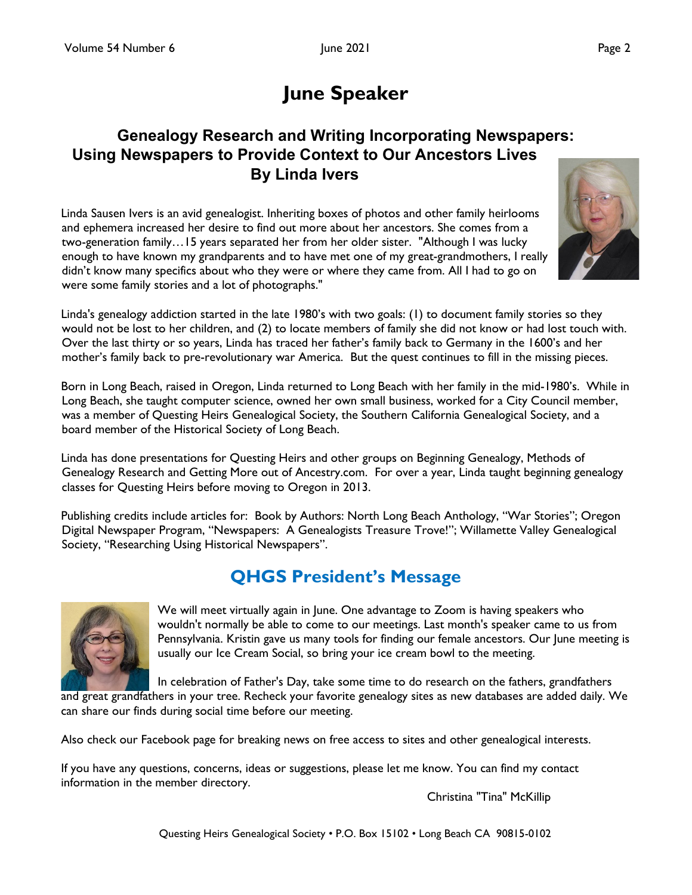# June Speaker

## Genealogy Research and Writing Incorporating Newspapers: Using Newspapers to Provide Context to Our Ancestors Lives By Linda Ivers

Linda Sausen Ivers is an avid genealogist. Inheriting boxes of photos and other family heirlooms and ephemera increased her desire to find out more about her ancestors. She comes from a two-generation family…15 years separated her from her older sister. "Although I was lucky enough to have known my grandparents and to have met one of my great-grandmothers, I really didn't know many specifics about who they were or where they came from. All I had to go on were some family stories and a lot of photographs."

Linda's genealogy addiction started in the late 1980's with two goals: (1) to document family stories so they would not be lost to her children, and (2) to locate members of family she did not know or had lost touch with. Over the last thirty or so years, Linda has traced her father's family back to Germany in the 1600's and her mother's family back to pre-revolutionary war America. But the quest continues to fill in the missing pieces.

Born in Long Beach, raised in Oregon, Linda returned to Long Beach with her family in the mid-1980's. While in Long Beach, she taught computer science, owned her own small business, worked for a City Council member, was a member of Questing Heirs Genealogical Society, the Southern California Genealogical Society, and a board member of the Historical Society of Long Beach.

Linda has done presentations for Questing Heirs and other groups on Beginning Genealogy, Methods of Genealogy Research and Getting More out of Ancestry.com. For over a year, Linda taught beginning genealogy classes for Questing Heirs before moving to Oregon in 2013.

Publishing credits include articles for: Book by Authors: North Long Beach Anthology, "War Stories"; Oregon Digital Newspaper Program, "Newspapers: A Genealogists Treasure Trove!"; Willamette Valley Genealogical Society, "Researching Using Historical Newspapers".

## QHGS President's Message

We will meet virtually again in June. One advantage to Zoom is having speakers who wouldn't normally be able to come to our meetings. Last month's speaker came to us from Pennsylvania. Kristin gave us many tools for finding our female ancestors. Our June meeting is usually our Ice Cream Social, so bring your ice cream bowl to the meeting.

In celebration of Father's Day, take some time to do research on the fathers, grandfathers and great grandfathers in your tree. Recheck your favorite genealogy sites as new databases are added daily. We can share our finds during social time before our meeting.

Also check our Facebook page for breaking news on free access to sites and other genealogical interests.

If you have any questions, concerns, ideas or suggestions, please let me know. You can find my contact information in the member directory.

Christina "Tina" McKillip

Questing Heirs Genealogical Society • P.O. Box 15102 • Long Beach CA 90815-0102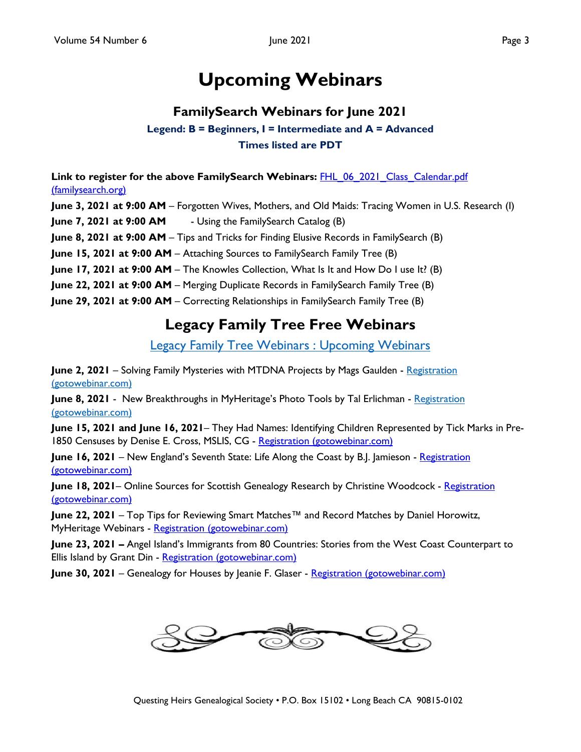# Upcoming Webinars

## FamilySearch Webinars for June 2021

**Legend: B = Beginners, I = Intermediate and A = Advanced**

**Times listed are PDT**

**Link to register for the above FamilySearch Webinars:** FHL_06_2021_Class_Calendar.pdf (familysearch.org)

**June 3, 2021 at 9:00 AM** – Forgotten Wives, Mothers, and Old Maids: Tracing Women in U.S. Research (I)

**June 7, 2021 at 9:00 AM** - Using the FamilySearch Catalog (B)

**June 8, 2021 at 9:00 AM** – Tips and Tricks for Finding Elusive Records in FamilySearch (B)

**June 15, 2021 at 9:00 AM** – Attaching Sources to FamilySearch Family Tree (B)

**June 17, 2021 at 9:00 AM** – The Knowles Collection, What Is It and How Do I use It? (B)

**June 22, 2021 at 9:00 AM** – Merging Duplicate Records in FamilySearch Family Tree (B)

**June 29, 2021 at 9:00 AM** – Correcting Relationships in FamilySearch Family Tree (B)

## Legacy Family Tree Free Webinars

Legacy Family Tree Webinars : Upcoming Webinars

**June 2, 2021** – Solving Family Mysteries with MTDNA Projects by Mags Gaulden - Registration (gotowebinar.com)

**June 8, 2021** - New Breakthroughs in MyHeritage's Photo Tools by Tal Erlichman - Registration (gotowebinar.com)

**June 15, 2021 and June 16, 2021**– They Had Names: Identifying Children Represented by Tick Marks in Pre-1850 Censuses by Denise E. Cross, MSLIS, CG - Registration (gotowebinar.com)

**June 16, 2021** – New England's Seventh State: Life Along the Coast by B.J. Jamieson - Registration (gotowebinar.com)

**June 18, 2021**– Online Sources for Scottish Genealogy Research by Christine Woodcock - Registration (gotowebinar.com)

**June 22, 2021** – Top Tips for Reviewing Smart Matches™ and Record Matches by Daniel Horowitz, MyHeritage Webinars - Registration (gotowebinar.com)

**June 23, 2021 –** Angel Island's Immigrants from 80 Countries: Stories from the West Coast Counterpart to Ellis Island by Grant Din - Registration (gotowebinar.com)

**June 30, 2021** – Genealogy for Houses by Jeanie F. Glaser - Registration (gotowebinar.com)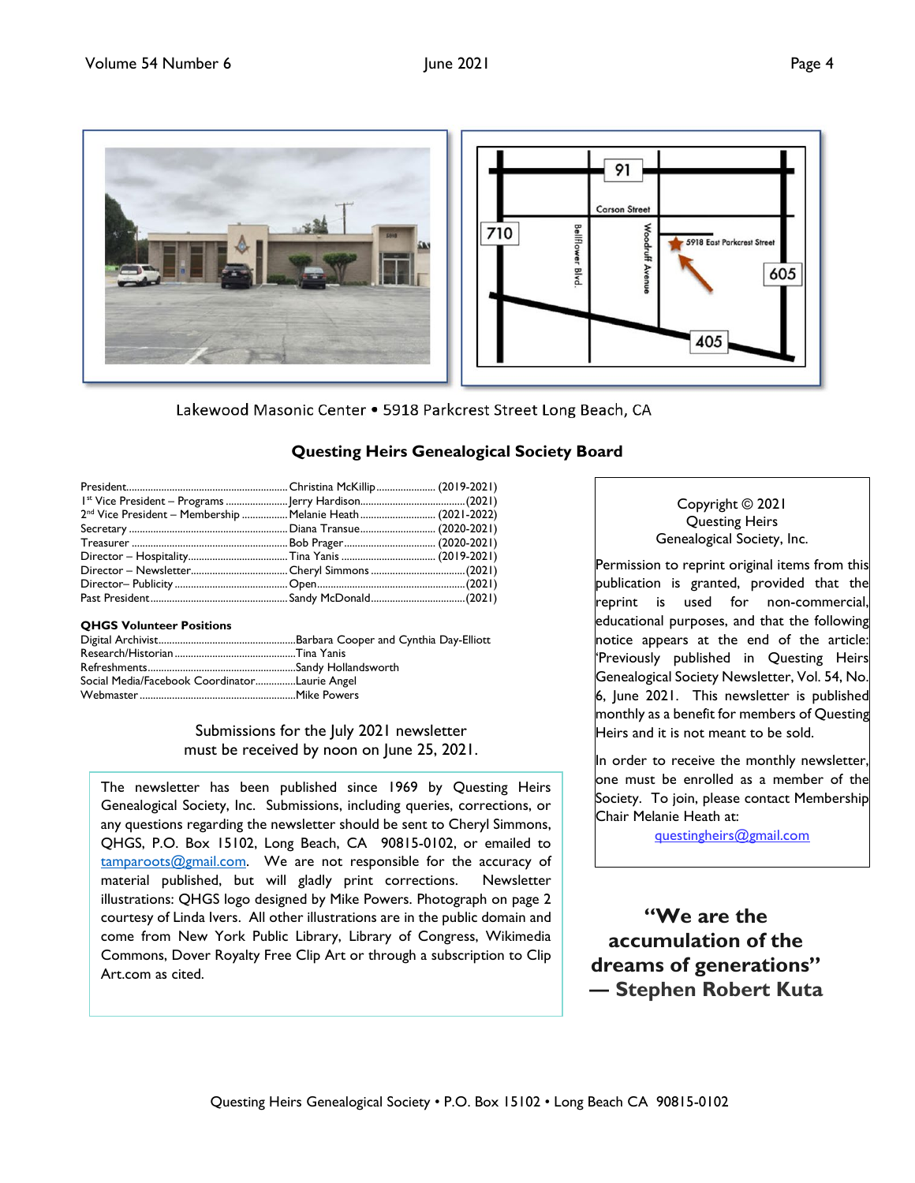91

Carson Street

710

Bellflower Blvd.

Woodruff Avenue

5918 East Parkcrest Street

605

405

Lakewood Masonic Center • 5918 Parkcrest Street Long Beach, CA

## Questing Heirs Genealogical Society Board

| | | |
|---|---|---|
| President | Christina McKillip | (2019-2021) |
| 1st Vice President – Programs | Jerry Hardison | (2021) |
| 2nd Vice President – Membership | Melanie Heath | (2021-2022) |
| Secretary | Diana Transue | (2020-2021) |
| Treasurer | Bob Prager | (2020-2021) |
| Director – Hospitality | Tina Yanis | (2019-2021) |
| Director – Newsletter | Cheryl Simmons | (2021) |
| Director– Publicity | Open | (2021) |
| Past President | Sandy McDonald | (2021) |

**QHGS Volunteer Positions**

| | |
|---|---|
| Digital Archivist | Barbara Cooper and Cynthia Day-Elliott |
| Research/Historian | Tina Yanis |
| Refreshments | Sandy Hollandsworth |
| Social Media/Facebook Coordinator | Laurie Angel |
| Webmaster | Mike Powers |

Submissions for the July 2021 newsletter must be received by noon on June 25, 2021.

The newsletter has been published since 1969 by Questing Heirs Genealogical Society, Inc. Submissions, including queries, corrections, or any questions regarding the newsletter should be sent to Cheryl Simmons, QHGS, P.O. Box 15102, Long Beach, CA 90815-0102, or emailed to tamparoots@gmail.com. We are not responsible for the accuracy of material published, but will gladly print corrections. Newsletter illustrations: QHGS logo designed by Mike Powers. Photograph on page 2 courtesy of Linda Ivers. All other illustrations are in the public domain and come from New York Public Library, Library of Congress, Wikimedia Commons, Dover Royalty Free Clip Art or through a subscription to Clip Art.com as cited.

Copyright © 2021
Questing Heirs
Genealogical Society, Inc.

Permission to reprint original items from this publication is granted, provided that the reprint is used for non-commercial, educational purposes, and that the following notice appears at the end of the article: 'Previously published in Questing Heirs Genealogical Society Newsletter, Vol. 54, No. 6, June 2021. This newsletter is published monthly as a benefit for members of Questing Heirs and it is not meant to be sold.

In order to receive the monthly newsletter, one must be enrolled as a member of the Society. To join, please contact Membership Chair Melanie Heath at:

questingheirs@gmail.com

**"We are the accumulation of the dreams of generations" — Stephen Robert Kuta**

Questing Heirs Genealogical Society • P.O. Box 15102 • Long Beach CA 90815-0102